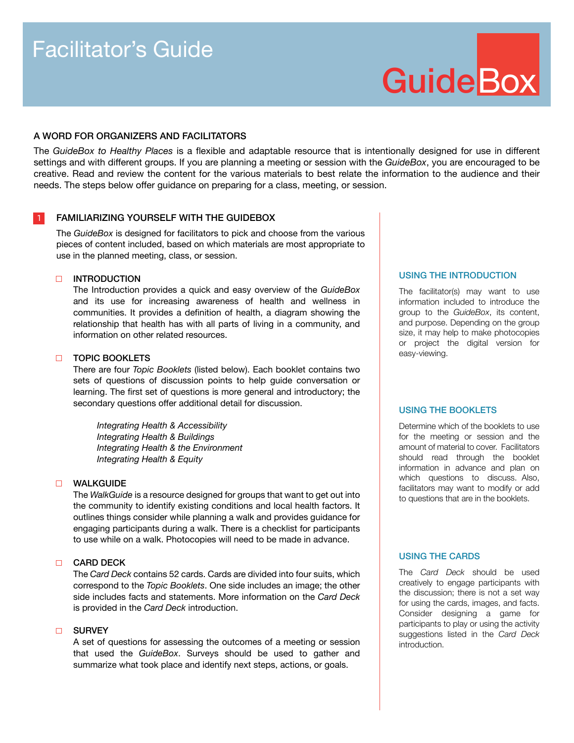# Facilitator's Guide

GuideBox

## A WORD FOR ORGANIZERS AND FACILITATORS

The *GuideBox to Healthy Places* is a flexible and adaptable resource that is intentionally designed for use in different settings and with different groups. If you are planning a meeting or session with the *GuideBox*, you are encouraged to be creative. Read and review the content for the various materials to best relate the information to the audience and their needs. The steps below offer guidance on preparing for a class, meeting, or session.

## 1 FAMILIARIZING YOURSELF WITH THE GUIDEBOX

The *GuideBox* is designed for facilitators to pick and choose from the various pieces of content included, based on which materials are most appropriate to use in the planned meeting, class, or session.

### INTRODUCTION

The Introduction provides a quick and easy overview of the *GuideBox* and its use for increasing awareness of health and wellness in communities. It provides a definition of health, a diagram showing the relationship that health has with all parts of living in a community, and information on other related resources.

### TOPIC BOOKLETS

There are four *Topic Booklets* (listed below). Each booklet contains two sets of questions of discussion points to help guide conversation or learning. The first set of questions is more general and introductory; the secondary questions offer additional detail for discussion.

*Integrating Health & Accessibility*
*Integrating Health & Buildings*
*Integrating Health & the Environment*
*Integrating Health & Equity*

### WALKGUIDE

The *WalkGuide* is a resource designed for groups that want to get out into the community to identify existing conditions and local health factors. It outlines things consider while planning a walk and provides guidance for engaging participants during a walk. There is a checklist for participants to use while on a walk. Photocopies will need to be made in advance.

### CARD DECK

The *Card Deck* contains 52 cards. Cards are divided into four suits, which correspond to the *Topic Booklets*. One side includes an image; the other side includes facts and statements. More information on the *Card Deck* is provided in the *Card Deck* introduction.

### SURVEY

A set of questions for assessing the outcomes of a meeting or session that used the *GuideBox*. Surveys should be used to gather and summarize what took place and identify next steps, actions, or goals.

### USING THE INTRODUCTION

The facilitator(s) may want to use information included to introduce the group to the *GuideBox*, its content, and purpose. Depending on the group size, it may help to make photocopies or project the digital version for easy-viewing.

### USING THE BOOKLETS

Determine which of the booklets to use for the meeting or session and the amount of material to cover. Facilitators should read through the booklet information in advance and plan on which questions to discuss. Also, facilitators may want to modify or add to questions that are in the booklets.

### USING THE CARDS

The *Card Deck* should be used creatively to engage participants with the discussion; there is not a set way for using the cards, images, and facts. Consider designing a game for participants to play or using the activity suggestions listed in the *Card Deck* introduction.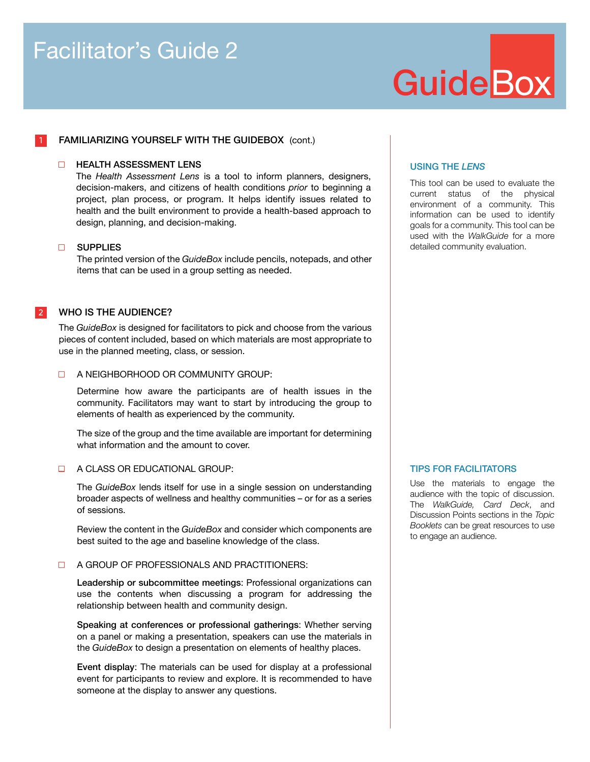# Facilitator's Guide 2

GuideBox

## 1 FAMILIARIZING YOURSELF WITH THE GUIDEBOX (cont.)

### ☐ HEALTH ASSESSMENT LENS

The *Health Assessment Lens* is a tool to inform planners, designers, decision-makers, and citizens of health conditions *prior* to beginning a project, plan process, or program. It helps identify issues related to health and the built environment to provide a health-based approach to design, planning, and decision-making.

### ☐ SUPPLIES

The printed version of the *GuideBox* include pencils, notepads, and other items that can be used in a group setting as needed.

## 2 WHO IS THE AUDIENCE?

The *GuideBox* is designed for facilitators to pick and choose from the various pieces of content included, based on which materials are most appropriate to use in the planned meeting, class, or session.

### ☐ A NEIGHBORHOOD OR COMMUNITY GROUP:

Determine how aware the participants are of health issues in the community. Facilitators may want to start by introducing the group to elements of health as experienced by the community.

The size of the group and the time available are important for determining what information and the amount to cover.

### ☐ A CLASS OR EDUCATIONAL GROUP:

The *GuideBox* lends itself for use in a single session on understanding broader aspects of wellness and healthy communities – or for as a series of sessions.

Review the content in the *GuideBox* and consider which components are best suited to the age and baseline knowledge of the class.

### ☐ A GROUP OF PROFESSIONALS AND PRACTITIONERS:

**Leadership or subcommittee meetings**: Professional organizations can use the contents when discussing a program for addressing the relationship between health and community design.

**Speaking at conferences or professional gatherings**: Whether serving on a panel or making a presentation, speakers can use the materials in the *GuideBox* to design a presentation on elements of healthy places.

**Event display**: The materials can be used for display at a professional event for participants to review and explore. It is recommended to have someone at the display to answer any questions.

### USING THE *LENS*

This tool can be used to evaluate the current status of the physical environment of a community. This information can be used to identify goals for a community. This tool can be used with the *WalkGuide* for a more detailed community evaluation.

### TIPS FOR FACILITATORS

Use the materials to engage the audience with the topic of discussion. The *WalkGuide, Card Deck*, and Discussion Points sections in the *Topic Booklets* can be great resources to use to engage an audience.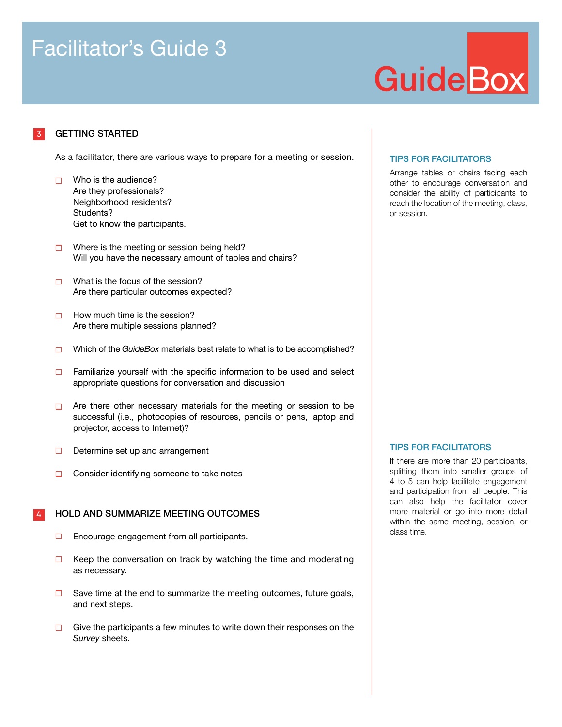# Facilitator's Guide 3

GuideBox

## 3 GETTING STARTED

As a facilitator, there are various ways to prepare for a meeting or session.

- ☐ Who is the audience?
  Are they professionals?
  Neighborhood residents?
  Students?
  Get to know the participants.
- ☐ Where is the meeting or session being held?
  Will you have the necessary amount of tables and chairs?
- ☐ What is the focus of the session?
  Are there particular outcomes expected?
- ☐ How much time is the session?
  Are there multiple sessions planned?
- ☐ Which of the *GuideBox* materials best relate to what is to be accomplished?
- ☐ Familiarize yourself with the specific information to be used and select appropriate questions for conversation and discussion
- ☐ Are there other necessary materials for the meeting or session to be successful (i.e., photocopies of resources, pencils or pens, laptop and projector, access to Internet)?
- ☐ Determine set up and arrangement
- ☐ Consider identifying someone to take notes

## 4 HOLD AND SUMMARIZE MEETING OUTCOMES

- ☐ Encourage engagement from all participants.
- ☐ Keep the conversation on track by watching the time and moderating as necessary.
- ☐ Save time at the end to summarize the meeting outcomes, future goals, and next steps.
- ☐ Give the participants a few minutes to write down their responses on the *Survey* sheets.

### TIPS FOR FACILITATORS

Arrange tables or chairs facing each other to encourage conversation and consider the ability of participants to reach the location of the meeting, class, or session.

### TIPS FOR FACILITATORS

If there are more than 20 participants, splitting them into smaller groups of 4 to 5 can help facilitate engagement and participation from all people. This can also help the facilitator cover more material or go into more detail within the same meeting, session, or class time.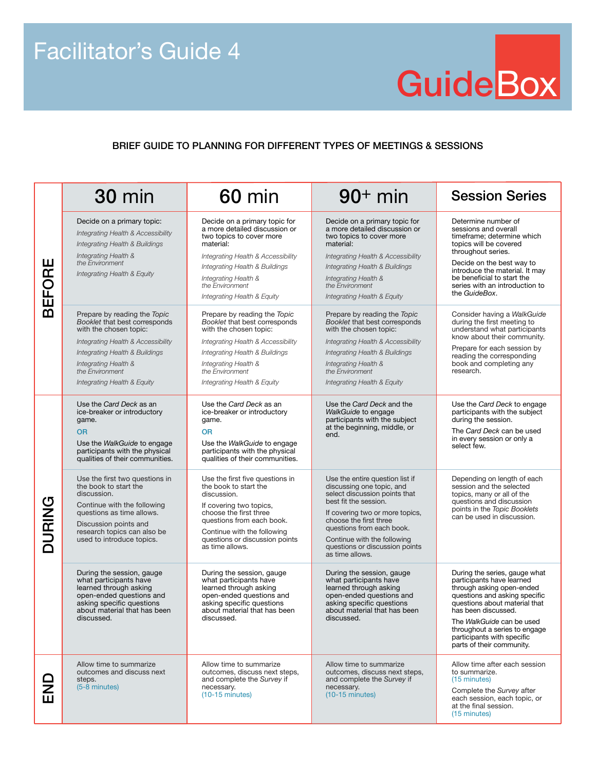# Facilitator's Guide 4

GuideBox

## BRIEF GUIDE TO PLANNING FOR DIFFERENT TYPES OF MEETINGS & SESSIONS

| | 30 min | 60 min | 90+ min | Session Series |
|---|---|---|---|---|
| **BEFORE** | Decide on a primary topic:<br>*Integrating Health & Accessibility*<br>*Integrating Health & Buildings*<br>*Integrating Health & the Environment*<br>*Integrating Health & Equity* | Decide on a primary topic for a more detailed discussion or two topics to cover more material:<br>*Integrating Health & Accessibility*<br>*Integrating Health & Buildings*<br>*Integrating Health & the Environment*<br>*Integrating Health & Equity* | Decide on a primary topic for a more detailed discussion or two topics to cover more material:<br>*Integrating Health & Accessibility*<br>*Integrating Health & Buildings*<br>*Integrating Health & the Environment*<br>*Integrating Health & Equity* | Determine number of sessions and overall timeframe; determine which topics will be covered throughout series.<br>Decide on the best way to introduce the material. It may be beneficial to start the series with an introduction to the *GuideBox*. |
| | Prepare by reading the *Topic Booklet* that best corresponds with the chosen topic:<br>*Integrating Health & Accessibility*<br>*Integrating Health & Buildings*<br>*Integrating Health & the Environment*<br>*Integrating Health & Equity* | Prepare by reading the *Topic Booklet* that best corresponds with the chosen topic:<br>*Integrating Health & Accessibility*<br>*Integrating Health & Buildings*<br>*Integrating Health & the Environment*<br>*Integrating Health & Equity* | Prepare by reading the *Topic Booklet* that best corresponds with the chosen topic:<br>*Integrating Health & Accessibility*<br>*Integrating Health & Buildings*<br>*Integrating Health & the Environment*<br>*Integrating Health & Equity* | Consider having a *WalkGuide* during the first meeting to understand what participants know about their community.<br>Prepare for each session by reading the corresponding book and completing any research. |
| **DURING** | Use the *Card Deck* as an ice-breaker or introductory game.<br>OR<br>Use the *WalkGuide* to engage participants with the physical qualities of their communities. | Use the *Card Deck* as an ice-breaker or introductory game.<br>OR<br>Use the *WalkGuide* to engage participants with the physical qualities of their communities. | Use the *Card Deck* and the *WalkGuide* to engage participants with the subject at the beginning, middle, or end. | Use the *Card Deck* to engage participants with the subject during the session.<br>The *Card Deck* can be used in every session or only a select few. |
| | Use the first two questions in the book to start the discussion.<br>Continue with the following questions as time allows.<br>Discussion points and research topics can also be used to introduce topics. | Use the first five questions in the book to start the discussion.<br>If covering two topics, choose the first three questions from each book.<br>Continue with the following questions or discussion points as time allows. | Use the entire question list if discussing one topic, and select discussion points that best fit the session.<br>If covering two or more topics, choose the first three questions from each book.<br>Continue with the following questions or discussion points as time allows. | Depending on length of each session and the selected topics, many or all of the questions and discussion points in the *Topic Booklets* can be used in discussion. |
| | During the session, gauge what participants have learned through asking open-ended questions and asking specific questions about material that has been discussed. | During the session, gauge what participants have learned through asking open-ended questions and asking specific questions about material that has been discussed. | During the session, gauge what participants have learned through asking open-ended questions and asking specific questions about material that has been discussed. | During the series, gauge what participants have learned through asking open-ended questions and asking specific questions about material that has been discussed.<br>The *WalkGuide* can be used throughout a series to engage participants with specific parts of their community. |
| **END** | Allow time to summarize outcomes and discuss next steps.<br>(5-8 minutes) | Allow time to summarize outcomes, discuss next steps, and complete the *Survey* if necessary.<br>(10-15 minutes) | Allow time to summarize outcomes, discuss next steps, and complete the *Survey* if necessary.<br>(10-15 minutes) | Allow time after each session to summarize.<br>(15 minutes)<br>Complete the *Survey* after each session, each topic, or at the final session.<br>(15 minutes) |